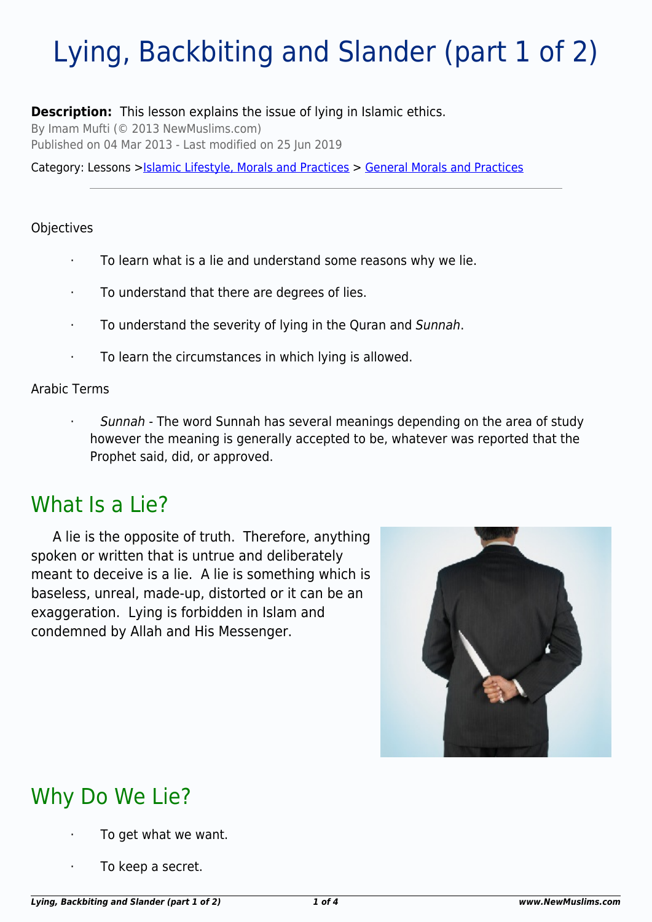# Lying, Backbiting and Slander (part 1 of 2)

**Description:** This lesson explains the issue of lying in Islamic ethics.

By Imam Mufti (© 2013 NewMuslims.com)

Published on 04 Mar 2013 - Last modified on 25 Jun 2019

Category: Lessons > Islamic Lifestyle, Morals and Practices > General Morals and Practices

---

Objectives

- To learn what is a lie and understand some reasons why we lie.
- To understand that there are degrees of lies.
- To understand the severity of lying in the Quran and *Sunnah*.
- To learn the circumstances in which lying is allowed.

Arabic Terms

- *Sunnah* - The word Sunnah has several meanings depending on the area of study however the meaning is generally accepted to be, whatever was reported that the Prophet said, did, or approved.

## What Is a Lie?

A lie is the opposite of truth. Therefore, anything spoken or written that is untrue and deliberately meant to deceive is a lie. A lie is something which is baseless, unreal, made-up, distorted or it can be an exaggeration. Lying is forbidden in Islam and condemned by Allah and His Messenger.

## Why Do We Lie?

- To get what we want.
- To keep a secret.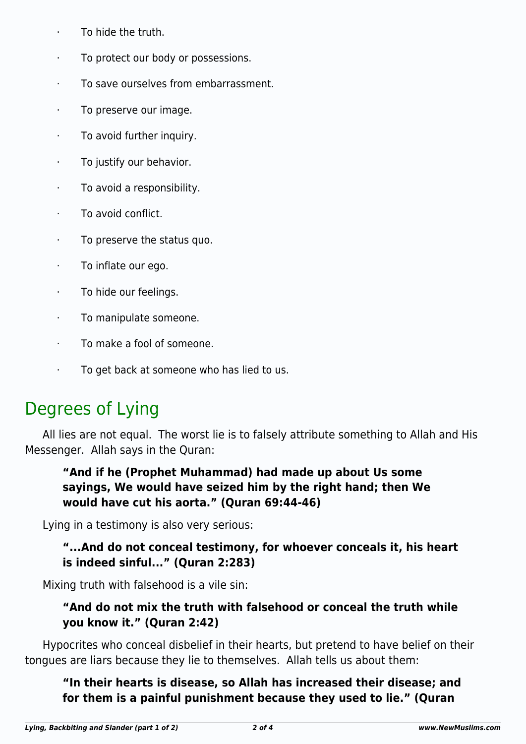- To hide the truth.
- To protect our body or possessions.
- To save ourselves from embarrassment.
- To preserve our image.
- To avoid further inquiry.
- To justify our behavior.
- To avoid a responsibility.
- To avoid conflict.
- To preserve the status quo.
- To inflate our ego.
- To hide our feelings.
- To manipulate someone.
- To make a fool of someone.
- To get back at someone who has lied to us.

## Degrees of Lying

All lies are not equal. The worst lie is to falsely attribute something to Allah and His Messenger. Allah says in the Quran:

> **"And if he (Prophet Muhammad) had made up about Us some sayings, We would have seized him by the right hand; then We would have cut his aorta." (Quran 69:44-46)**

Lying in a testimony is also very serious:

> **"...And do not conceal testimony, for whoever conceals it, his heart is indeed sinful..." (Quran 2:283)**

Mixing truth with falsehood is a vile sin:

> **"And do not mix the truth with falsehood or conceal the truth while you know it." (Quran 2:42)**

Hypocrites who conceal disbelief in their hearts, but pretend to have belief on their tongues are liars because they lie to themselves. Allah tells us about them:

> **"In their hearts is disease, so Allah has increased their disease; and for them is a painful punishment because they used to lie." (Quran**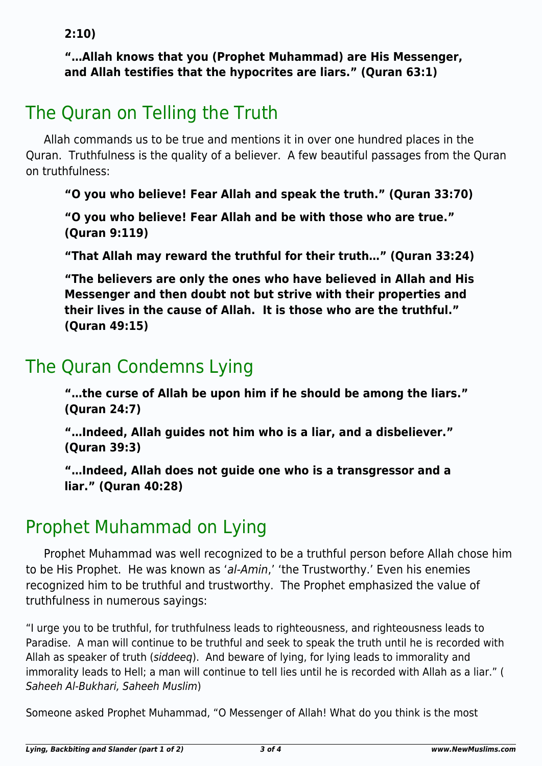**2:10)**

**"…Allah knows that you (Prophet Muhammad) are His Messenger, and Allah testifies that the hypocrites are liars." (Quran 63:1)**

## The Quran on Telling the Truth

Allah commands us to be true and mentions it in over one hundred places in the Quran. Truthfulness is the quality of a believer. A few beautiful passages from the Quran on truthfulness:

**"O you who believe! Fear Allah and speak the truth." (Quran 33:70)**

**"O you who believe! Fear Allah and be with those who are true." (Quran 9:119)**

**"That Allah may reward the truthful for their truth…" (Quran 33:24)**

**"The believers are only the ones who have believed in Allah and His Messenger and then doubt not but strive with their properties and their lives in the cause of Allah. It is those who are the truthful." (Quran 49:15)**

## The Quran Condemns Lying

**"…the curse of Allah be upon him if he should be among the liars." (Quran 24:7)**

**"…Indeed, Allah guides not him who is a liar, and a disbeliever." (Quran 39:3)**

**"…Indeed, Allah does not guide one who is a transgressor and a liar." (Quran 40:28)**

## Prophet Muhammad on Lying

Prophet Muhammad was well recognized to be a truthful person before Allah chose him to be His Prophet. He was known as '*al-Amin*,' 'the Trustworthy.' Even his enemies recognized him to be truthful and trustworthy. The Prophet emphasized the value of truthfulness in numerous sayings:

"I urge you to be truthful, for truthfulness leads to righteousness, and righteousness leads to Paradise. A man will continue to be truthful and seek to speak the truth until he is recorded with Allah as speaker of truth (*siddeeq*). And beware of lying, for lying leads to immorality and immorality leads to Hell; a man will continue to tell lies until he is recorded with Allah as a liar." (*Saheeh Al-Bukhari, Saheeh Muslim*)

Someone asked Prophet Muhammad, "O Messenger of Allah! What do you think is the most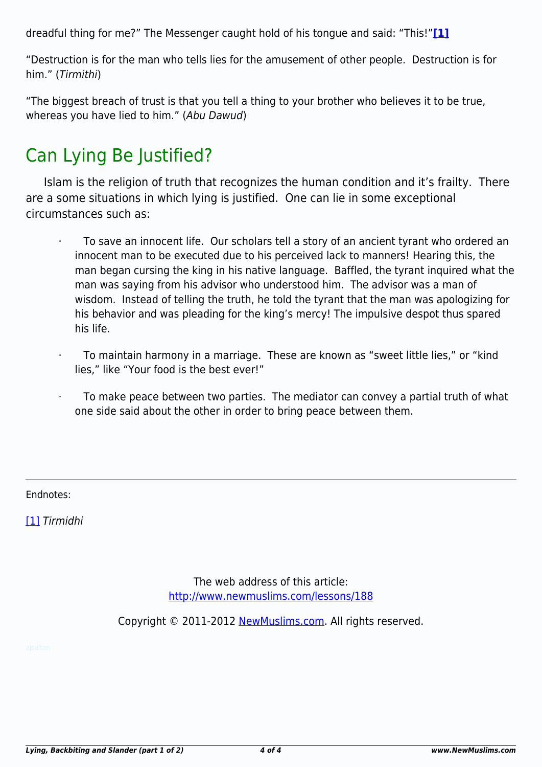dreadful thing for me?" The Messenger caught hold of his tongue and said: "This!"**[1]**

"Destruction is for the man who tells lies for the amusement of other people. Destruction is for him." (*Tirmithi*)

"The biggest breach of trust is that you tell a thing to your brother who believes it to be true, whereas you have lied to him." (*Abu Dawud*)

## Can Lying Be Justified?

Islam is the religion of truth that recognizes the human condition and it's frailty. There are a some situations in which lying is justified. One can lie in some exceptional circumstances such as:

- To save an innocent life. Our scholars tell a story of an ancient tyrant who ordered an innocent man to be executed due to his perceived lack to manners! Hearing this, the man began cursing the king in his native language. Baffled, the tyrant inquired what the man was saying from his advisor who understood him. The advisor was a man of wisdom. Instead of telling the truth, he told the tyrant that the man was apologizing for his behavior and was pleading for the king's mercy! The impulsive despot thus spared his life.

- To maintain harmony in a marriage. These are known as "sweet little lies," or "kind lies," like "Your food is the best ever!"

- To make peace between two parties. The mediator can convey a partial truth of what one side said about the other in order to bring peace between them.

---

Endnotes:

[1] *Tirmidhi*

The web address of this article:
http://www.newmuslims.com/lessons/188

Copyright © 2011-2012 NewMuslims.com. All rights reserved.